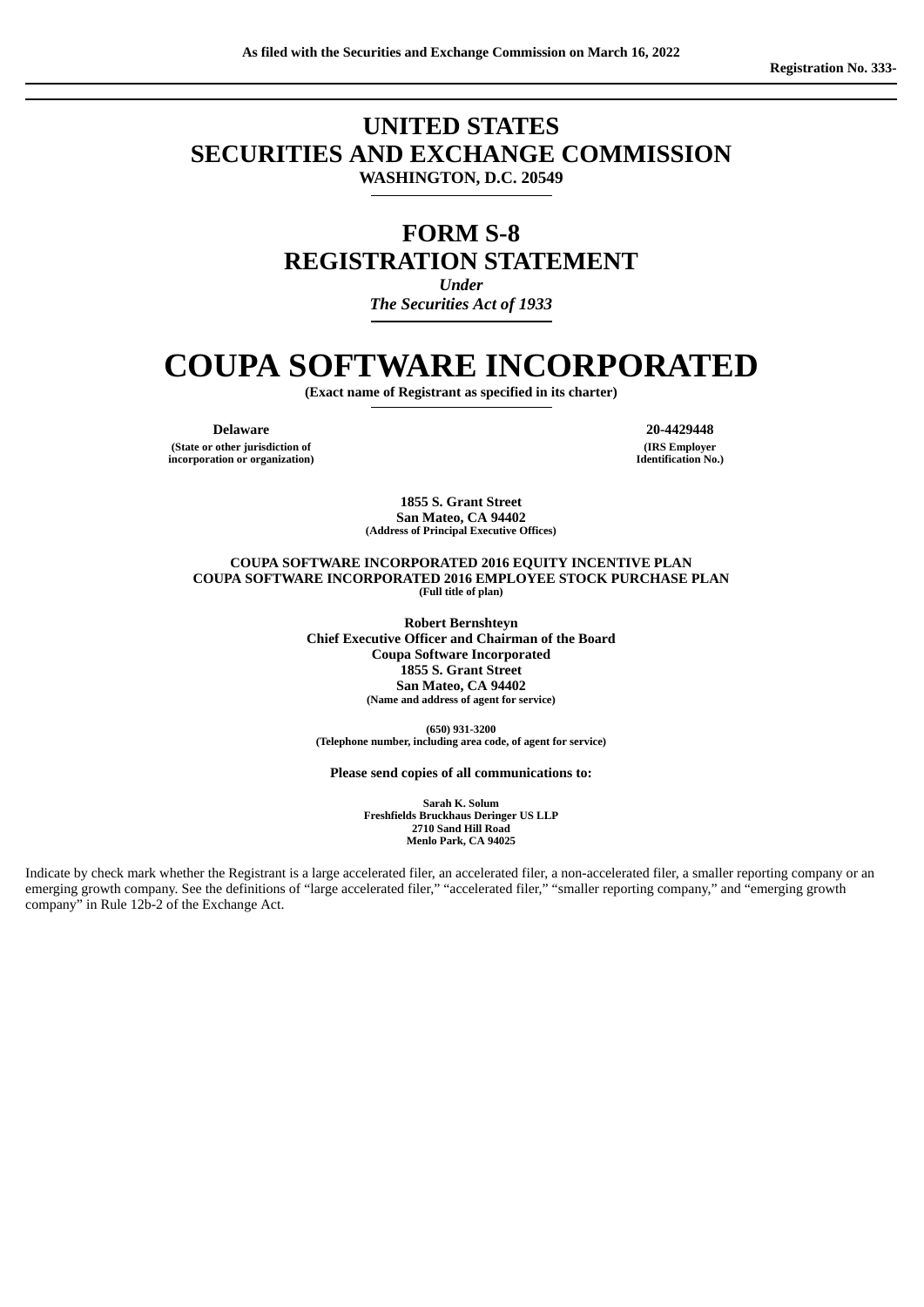As filed with the Securities and Exchange Commission on March 16, 2022

Registration No. 333-

---

# UNITED STATES
# SECURITIES AND EXCHANGE COMMISSION
**WASHINGTON, D.C. 20549**

---

# FORM S-8
# REGISTRATION STATEMENT
***Under***
***The Securities Act of 1933***

---

# COUPA SOFTWARE INCORPORATED
**(Exact name of Registrant as specified in its charter)**

---

| **Delaware** | **20-4429448** |
| --- | --- |
| **(State or other jurisdiction of incorporation or organization)** | **(IRS Employer Identification No.)** |

**1855 S. Grant Street**
**San Mateo, CA 94402**
**(Address of Principal Executive Offices)**

**COUPA SOFTWARE INCORPORATED 2016 EQUITY INCENTIVE PLAN**
**COUPA SOFTWARE INCORPORATED 2016 EMPLOYEE STOCK PURCHASE PLAN**
**(Full title of plan)**

**Robert Bernshteyn**
**Chief Executive Officer and Chairman of the Board**
**Coupa Software Incorporated**
**1855 S. Grant Street**
**San Mateo, CA 94402**
**(Name and address of agent for service)**

**(650) 931-3200**
**(Telephone number, including area code, of agent for service)**

**Please send copies of all communications to:**

**Sarah K. Solum**
**Freshfields Bruckhaus Deringer US LLP**
**2710 Sand Hill Road**
**Menlo Park, CA 94025**

Indicate by check mark whether the Registrant is a large accelerated filer, an accelerated filer, a non-accelerated filer, a smaller reporting company or an emerging growth company. See the definitions of "large accelerated filer," "accelerated filer," "smaller reporting company," and "emerging growth company" in Rule 12b-2 of the Exchange Act.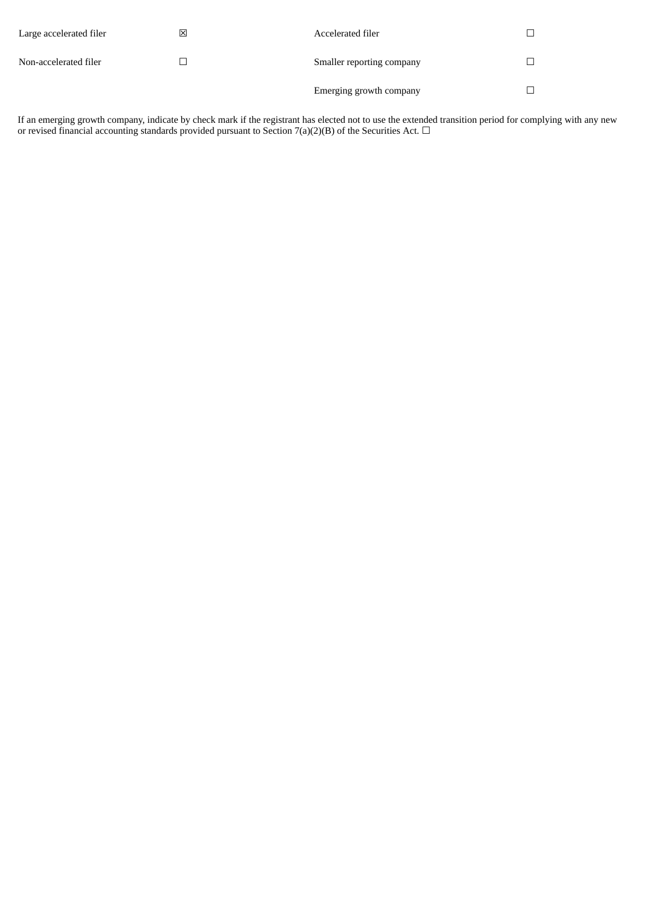| Large accelerated filer | ☒ | Accelerated filer | ☐ |
|---|---|---|---|
| Non-accelerated filer | ☐ | Smaller reporting company | ☐ |
| | | Emerging growth company | ☐ |

If an emerging growth company, indicate by check mark if the registrant has elected not to use the extended transition period for complying with any new or revised financial accounting standards provided pursuant to Section 7(a)(2)(B) of the Securities Act. ☐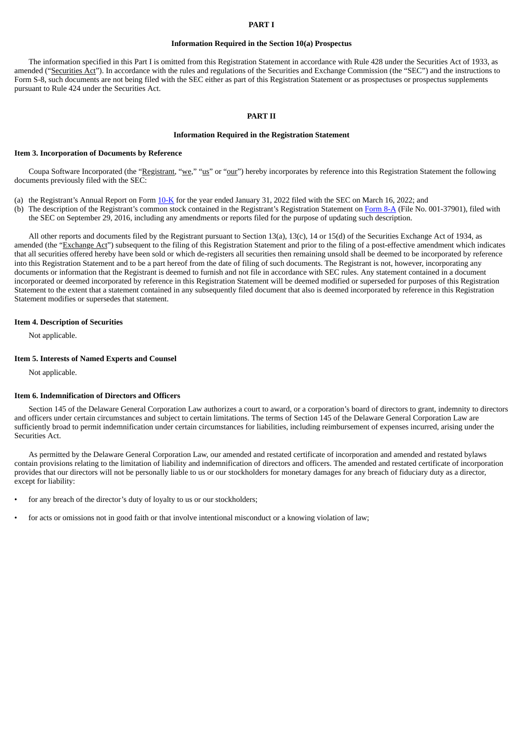# PART I

## Information Required in the Section 10(a) Prospectus

The information specified in this Part I is omitted from this Registration Statement in accordance with Rule 428 under the Securities Act of 1933, as amended ("Securities Act"). In accordance with the rules and regulations of the Securities and Exchange Commission (the "SEC") and the instructions to Form S-8, such documents are not being filed with the SEC either as part of this Registration Statement or as prospectuses or prospectus supplements pursuant to Rule 424 under the Securities Act.

# PART II

## Information Required in the Registration Statement

### Item 3. Incorporation of Documents by Reference

Coupa Software Incorporated (the "Registrant, "we," "us" or "our") hereby incorporates by reference into this Registration Statement the following documents previously filed with the SEC:

(a) the Registrant's Annual Report on Form 10-K for the year ended January 31, 2022 filed with the SEC on March 16, 2022; and

(b) The description of the Registrant's common stock contained in the Registrant's Registration Statement on Form 8-A (File No. 001-37901), filed with the SEC on September 29, 2016, including any amendments or reports filed for the purpose of updating such description.

All other reports and documents filed by the Registrant pursuant to Section 13(a), 13(c), 14 or 15(d) of the Securities Exchange Act of 1934, as amended (the "Exchange Act") subsequent to the filing of this Registration Statement and prior to the filing of a post-effective amendment which indicates that all securities offered hereby have been sold or which de-registers all securities then remaining unsold shall be deemed to be incorporated by reference into this Registration Statement and to be a part hereof from the date of filing of such documents. The Registrant is not, however, incorporating any documents or information that the Registrant is deemed to furnish and not file in accordance with SEC rules. Any statement contained in a document incorporated or deemed incorporated by reference in this Registration Statement will be deemed modified or superseded for purposes of this Registration Statement to the extent that a statement contained in any subsequently filed document that also is deemed incorporated by reference in this Registration Statement modifies or supersedes that statement.

### Item 4. Description of Securities

Not applicable.

### Item 5. Interests of Named Experts and Counsel

Not applicable.

### Item 6. Indemnification of Directors and Officers

Section 145 of the Delaware General Corporation Law authorizes a court to award, or a corporation's board of directors to grant, indemnity to directors and officers under certain circumstances and subject to certain limitations. The terms of Section 145 of the Delaware General Corporation Law are sufficiently broad to permit indemnification under certain circumstances for liabilities, including reimbursement of expenses incurred, arising under the Securities Act.

As permitted by the Delaware General Corporation Law, our amended and restated certificate of incorporation and amended and restated bylaws contain provisions relating to the limitation of liability and indemnification of directors and officers. The amended and restated certificate of incorporation provides that our directors will not be personally liable to us or our stockholders for monetary damages for any breach of fiduciary duty as a director, except for liability:

- for any breach of the director's duty of loyalty to us or our stockholders;
- for acts or omissions not in good faith or that involve intentional misconduct or a knowing violation of law;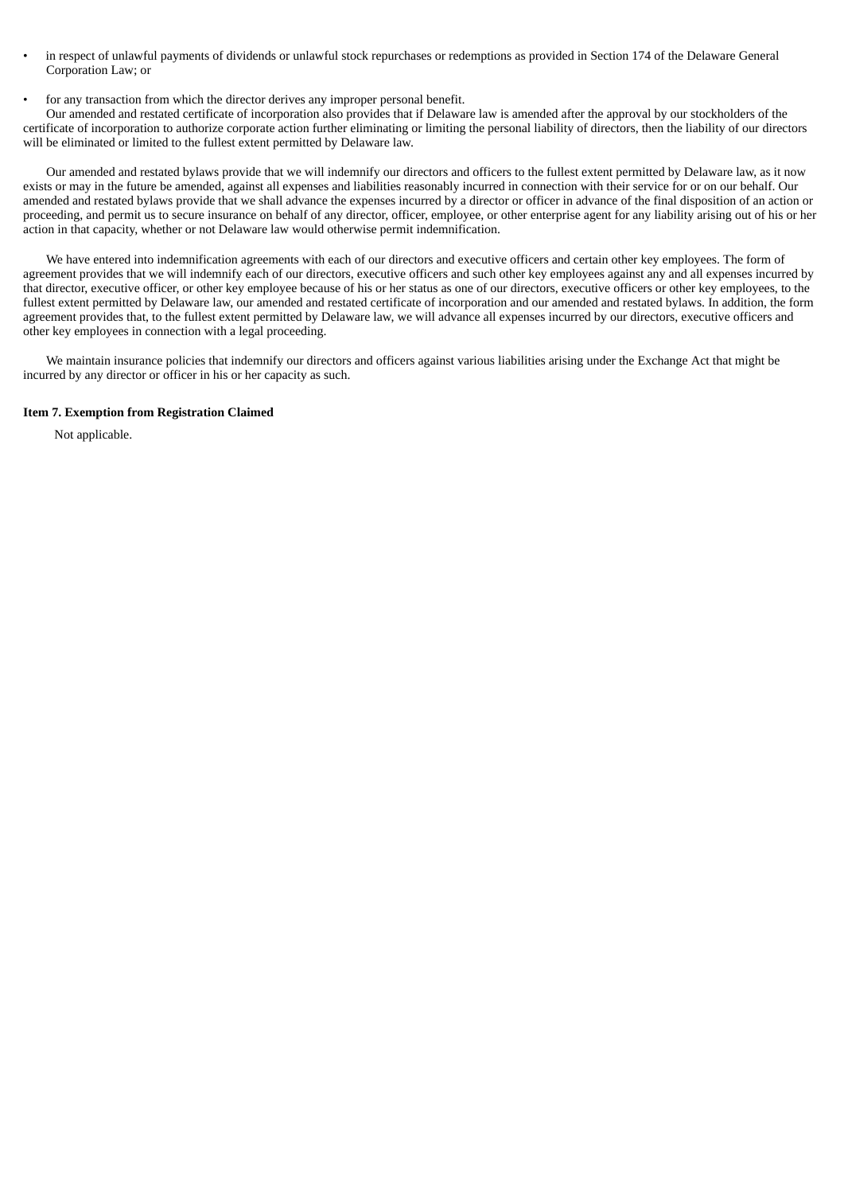- in respect of unlawful payments of dividends or unlawful stock repurchases or redemptions as provided in Section 174 of the Delaware General Corporation Law; or
- for any transaction from which the director derives any improper personal benefit.

Our amended and restated certificate of incorporation also provides that if Delaware law is amended after the approval by our stockholders of the certificate of incorporation to authorize corporate action further eliminating or limiting the personal liability of directors, then the liability of our directors will be eliminated or limited to the fullest extent permitted by Delaware law.

Our amended and restated bylaws provide that we will indemnify our directors and officers to the fullest extent permitted by Delaware law, as it now exists or may in the future be amended, against all expenses and liabilities reasonably incurred in connection with their service for or on our behalf. Our amended and restated bylaws provide that we shall advance the expenses incurred by a director or officer in advance of the final disposition of an action or proceeding, and permit us to secure insurance on behalf of any director, officer, employee, or other enterprise agent for any liability arising out of his or her action in that capacity, whether or not Delaware law would otherwise permit indemnification.

We have entered into indemnification agreements with each of our directors and executive officers and certain other key employees. The form of agreement provides that we will indemnify each of our directors, executive officers and such other key employees against any and all expenses incurred by that director, executive officer, or other key employee because of his or her status as one of our directors, executive officers or other key employees, to the fullest extent permitted by Delaware law, our amended and restated certificate of incorporation and our amended and restated bylaws. In addition, the form agreement provides that, to the fullest extent permitted by Delaware law, we will advance all expenses incurred by our directors, executive officers and other key employees in connection with a legal proceeding.

We maintain insurance policies that indemnify our directors and officers against various liabilities arising under the Exchange Act that might be incurred by any director or officer in his or her capacity as such.

**Item 7. Exemption from Registration Claimed**

Not applicable.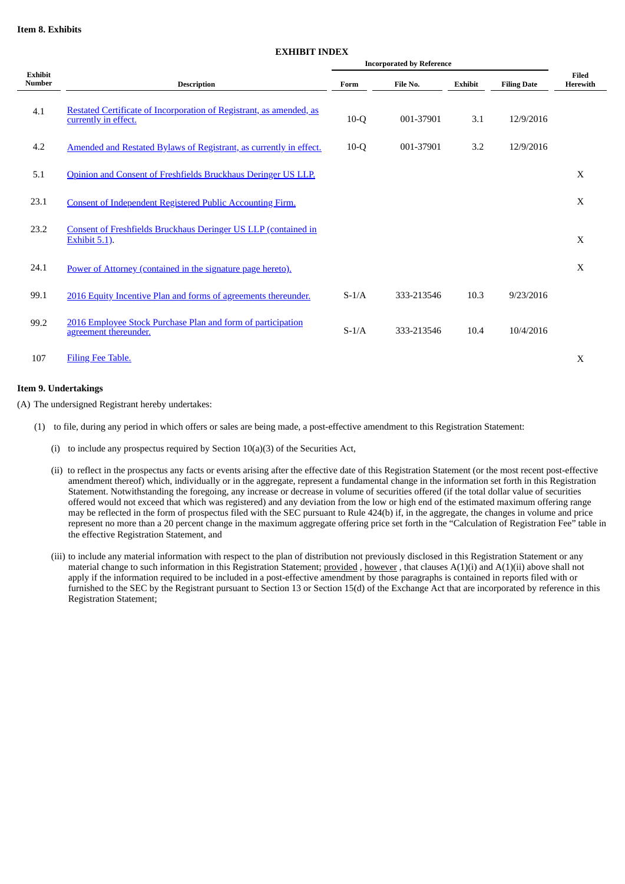**Item 8. Exhibits**

**EXHIBIT INDEX**

| Exhibit Number | Description | Incorporated by Reference | | | | Filed Herewith |
|---|---|---|---|---|---|---|
| | | Form | File No. | Exhibit | Filing Date | |
| 4.1 | Restated Certificate of Incorporation of Registrant, as amended, as currently in effect. | 10-Q | 001-37901 | 3.1 | 12/9/2016 | |
| 4.2 | Amended and Restated Bylaws of Registrant, as currently in effect. | 10-Q | 001-37901 | 3.2 | 12/9/2016 | |
| 5.1 | Opinion and Consent of Freshfields Bruckhaus Deringer US LLP. | | | | | X |
| 23.1 | Consent of Independent Registered Public Accounting Firm. | | | | | X |
| 23.2 | Consent of Freshfields Bruckhaus Deringer US LLP (contained in Exhibit 5.1). | | | | | X |
| 24.1 | Power of Attorney (contained in the signature page hereto). | | | | | X |
| 99.1 | 2016 Equity Incentive Plan and forms of agreements thereunder. | S-1/A | 333-213546 | 10.3 | 9/23/2016 | |
| 99.2 | 2016 Employee Stock Purchase Plan and form of participation agreement thereunder. | S-1/A | 333-213546 | 10.4 | 10/4/2016 | |
| 107 | Filing Fee Table. | | | | | X |

**Item 9. Undertakings**

(A) The undersigned Registrant hereby undertakes:

(1) to file, during any period in which offers or sales are being made, a post-effective amendment to this Registration Statement:

(i) to include any prospectus required by Section 10(a)(3) of the Securities Act,

(ii) to reflect in the prospectus any facts or events arising after the effective date of this Registration Statement (or the most recent post-effective amendment thereof) which, individually or in the aggregate, represent a fundamental change in the information set forth in this Registration Statement. Notwithstanding the foregoing, any increase or decrease in volume of securities offered (if the total dollar value of securities offered would not exceed that which was registered) and any deviation from the low or high end of the estimated maximum offering range may be reflected in the form of prospectus filed with the SEC pursuant to Rule 424(b) if, in the aggregate, the changes in volume and price represent no more than a 20 percent change in the maximum aggregate offering price set forth in the "Calculation of Registration Fee" table in the effective Registration Statement, and

(iii) to include any material information with respect to the plan of distribution not previously disclosed in this Registration Statement or any material change to such information in this Registration Statement; provided , however , that clauses A(1)(i) and A(1)(ii) above shall not apply if the information required to be included in a post-effective amendment by those paragraphs is contained in reports filed with or furnished to the SEC by the Registrant pursuant to Section 13 or Section 15(d) of the Exchange Act that are incorporated by reference in this Registration Statement;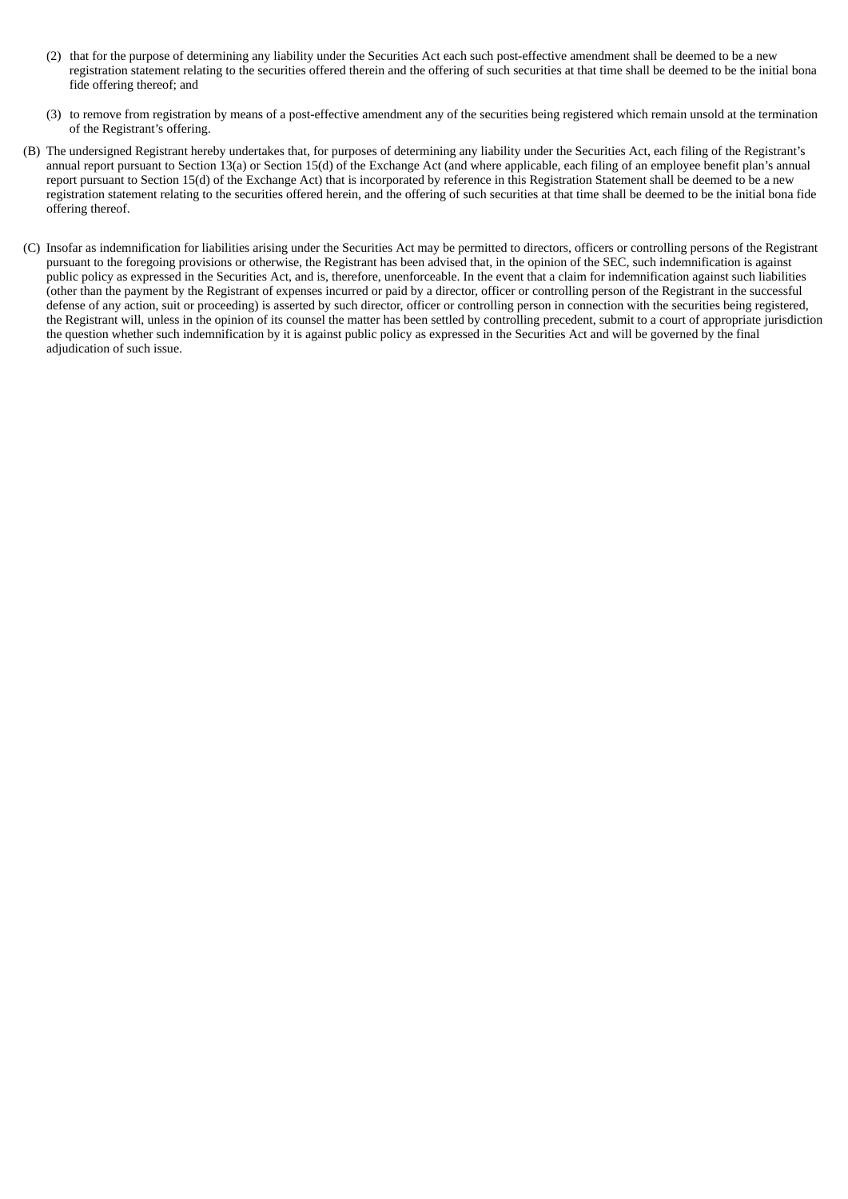(2) that for the purpose of determining any liability under the Securities Act each such post-effective amendment shall be deemed to be a new registration statement relating to the securities offered therein and the offering of such securities at that time shall be deemed to be the initial bona fide offering thereof; and

(3) to remove from registration by means of a post-effective amendment any of the securities being registered which remain unsold at the termination of the Registrant's offering.

(B) The undersigned Registrant hereby undertakes that, for purposes of determining any liability under the Securities Act, each filing of the Registrant's annual report pursuant to Section 13(a) or Section 15(d) of the Exchange Act (and where applicable, each filing of an employee benefit plan's annual report pursuant to Section 15(d) of the Exchange Act) that is incorporated by reference in this Registration Statement shall be deemed to be a new registration statement relating to the securities offered herein, and the offering of such securities at that time shall be deemed to be the initial bona fide offering thereof.

(C) Insofar as indemnification for liabilities arising under the Securities Act may be permitted to directors, officers or controlling persons of the Registrant pursuant to the foregoing provisions or otherwise, the Registrant has been advised that, in the opinion of the SEC, such indemnification is against public policy as expressed in the Securities Act, and is, therefore, unenforceable. In the event that a claim for indemnification against such liabilities (other than the payment by the Registrant of expenses incurred or paid by a director, officer or controlling person of the Registrant in the successful defense of any action, suit or proceeding) is asserted by such director, officer or controlling person in connection with the securities being registered, the Registrant will, unless in the opinion of its counsel the matter has been settled by controlling precedent, submit to a court of appropriate jurisdiction the question whether such indemnification by it is against public policy as expressed in the Securities Act and will be governed by the final adjudication of such issue.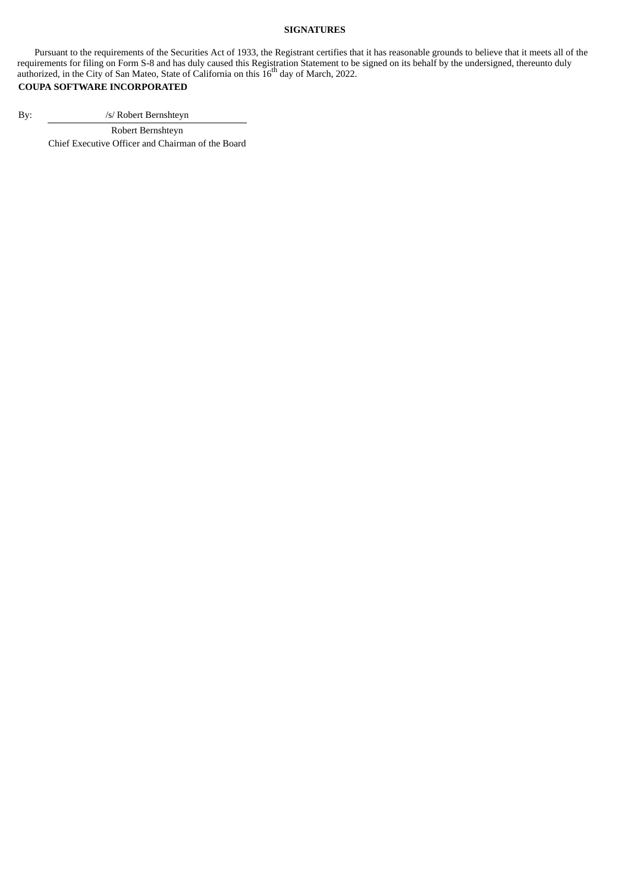**SIGNATURES**

Pursuant to the requirements of the Securities Act of 1933, the Registrant certifies that it has reasonable grounds to believe that it meets all of the requirements for filing on Form S-8 and has duly caused this Registration Statement to be signed on its behalf by the undersigned, thereunto duly authorized, in the City of San Mateo, State of California on this 16th day of March, 2022.

**COUPA SOFTWARE INCORPORATED**

By: /s/ Robert Bernshteyn

Robert Bernshteyn

Chief Executive Officer and Chairman of the Board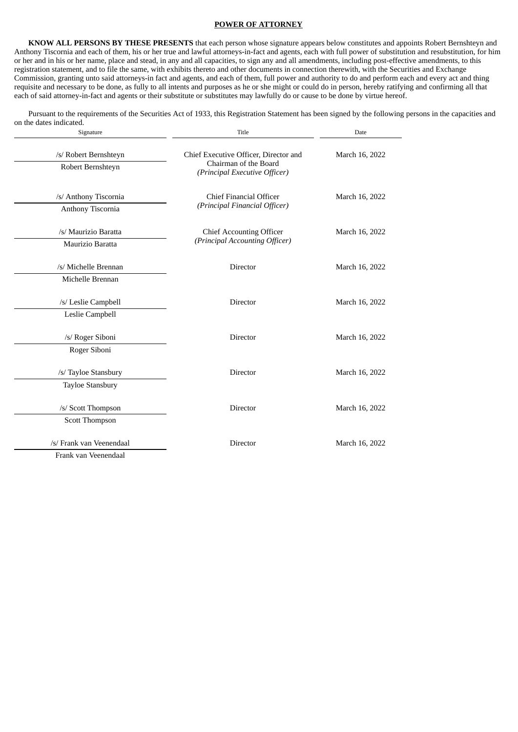## POWER OF ATTORNEY

**KNOW ALL PERSONS BY THESE PRESENTS** that each person whose signature appears below constitutes and appoints Robert Bernshteyn and Anthony Tiscornia and each of them, his or her true and lawful attorneys-in-fact and agents, each with full power of substitution and resubstitution, for him or her and in his or her name, place and stead, in any and all capacities, to sign any and all amendments, including post-effective amendments, to this registration statement, and to file the same, with exhibits thereto and other documents in connection therewith, with the Securities and Exchange Commission, granting unto said attorneys-in fact and agents, and each of them, full power and authority to do and perform each and every act and thing requisite and necessary to be done, as fully to all intents and purposes as he or she might or could do in person, hereby ratifying and confirming all that each of said attorney-in-fact and agents or their substitute or substitutes may lawfully do or cause to be done by virtue hereof.

Pursuant to the requirements of the Securities Act of 1933, this Registration Statement has been signed by the following persons in the capacities and on the dates indicated.

| Signature | Title | Date |
| --- | --- | --- |
| /s/ Robert Bernshteyn<br>Robert Bernshteyn | Chief Executive Officer, Director and Chairman of the Board<br>*(Principal Executive Officer)* | March 16, 2022 |
| /s/ Anthony Tiscornia<br>Anthony Tiscornia | Chief Financial Officer<br>*(Principal Financial Officer)* | March 16, 2022 |
| /s/ Maurizio Baratta<br>Maurizio Baratta | Chief Accounting Officer<br>*(Principal Accounting Officer)* | March 16, 2022 |
| /s/ Michelle Brennan<br>Michelle Brennan | Director | March 16, 2022 |
| /s/ Leslie Campbell<br>Leslie Campbell | Director | March 16, 2022 |
| /s/ Roger Siboni<br>Roger Siboni | Director | March 16, 2022 |
| /s/ Tayloe Stansbury<br>Tayloe Stansbury | Director | March 16, 2022 |
| /s/ Scott Thompson<br>Scott Thompson | Director | March 16, 2022 |
| /s/ Frank van Veenendaal<br>Frank van Veenendaal | Director | March 16, 2022 |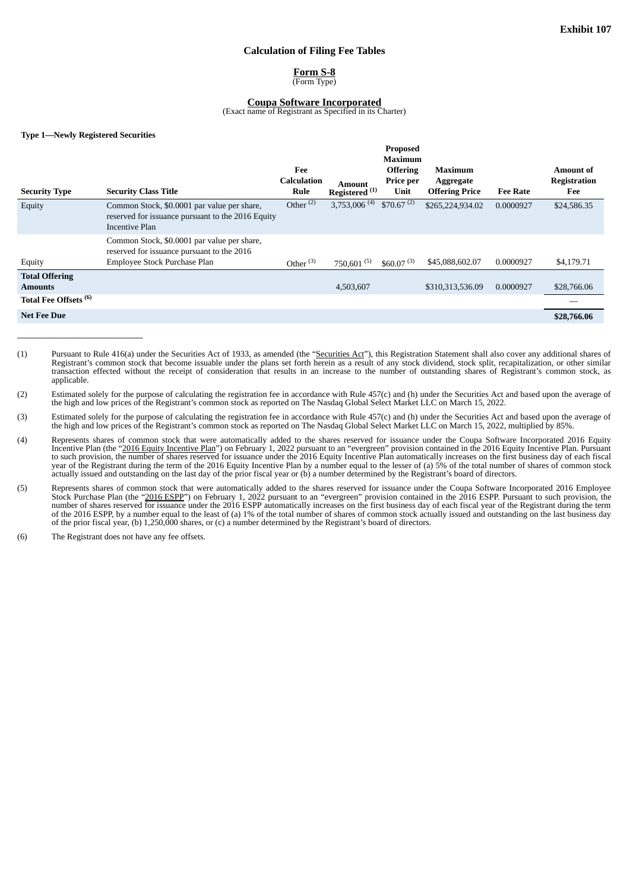**Exhibit 107**

## Calculation of Filing Fee Tables

**Form S-8**
(Form Type)

**Coupa Software Incorporated**
(Exact name of Registrant as Specified in its Charter)

**Type 1—Newly Registered Securities**

| Security Type | Security Class Title | Fee Calculation Rule | Amount Registered [(1)] | Proposed Maximum Offering Price per Unit | Maximum Aggregate Offering Price | Fee Rate | Amount of Registration Fee |
|---|---|---|---|---|---|---|---|
| Equity | Common Stock, $0.0001 par value per share, reserved for issuance pursuant to the 2016 Equity Incentive Plan | Other [(2)] | 3,753,006 [(4)] | $70.67 [(2)] | $265,224,934.02 | 0.0000927 | $24,586.35 |
| Equity | Common Stock, $0.0001 par value per share, reserved for issuance pursuant to the 2016 Employee Stock Purchase Plan | Other [(3)] | 750,601 [(5)] | $60.07 [(3)] | $45,088,602.07 | 0.0000927 | $4,179.71 |
| **Total Offering Amounts** | | | 4,503,607 | | $310,313,536.09 | 0.0000927 | $28,766.06 |
| **Total Fee Offsets [(6)]** | | | | | | | — |
| **Net Fee Due** | | | | | | | **$28,766.06** |

---

(1) Pursuant to Rule 416(a) under the Securities Act of 1933, as amended (the "Securities Act"), this Registration Statement shall also cover any additional shares of Registrant's common stock that become issuable under the plans set forth herein as a result of any stock dividend, stock split, recapitalization, or other similar transaction effected without the receipt of consideration that results in an increase to the number of outstanding shares of Registrant's common stock, as applicable.

(2) Estimated solely for the purpose of calculating the registration fee in accordance with Rule 457(c) and (h) under the Securities Act and based upon the average of the high and low prices of the Registrant's common stock as reported on The Nasdaq Global Select Market LLC on March 15, 2022.

(3) Estimated solely for the purpose of calculating the registration fee in accordance with Rule 457(c) and (h) under the Securities Act and based upon the average of the high and low prices of the Registrant's common stock as reported on The Nasdaq Global Select Market LLC on March 15, 2022, multiplied by 85%.

(4) Represents shares of common stock that were automatically added to the shares reserved for issuance under the Coupa Software Incorporated 2016 Equity Incentive Plan (the "2016 Equity Incentive Plan") on February 1, 2022 pursuant to an "evergreen" provision contained in the 2016 Equity Incentive Plan. Pursuant to such provision, the number of shares reserved for issuance under the 2016 Equity Incentive Plan automatically increases on the first business day of each fiscal year of the Registrant during the term of the 2016 Equity Incentive Plan by a number equal to the lesser of (a) 5% of the total number of shares of common stock actually issued and outstanding on the last day of the prior fiscal year or (b) a number determined by the Registrant's board of directors.

(5) Represents shares of common stock that were automatically added to the shares reserved for issuance under the Coupa Software Incorporated 2016 Employee Stock Purchase Plan (the "2016 ESPP") on February 1, 2022 pursuant to an "evergreen" provision contained in the 2016 ESPP. Pursuant to such provision, the number of shares reserved for issuance under the 2016 ESPP automatically increases on the first business day of each fiscal year of the Registrant during the term of the 2016 ESPP, by a number equal to the least of (a) 1% of the total number of shares of common stock actually issued and outstanding on the last business day of the prior fiscal year, (b) 1,250,000 shares, or (c) a number determined by the Registrant's board of directors.

(6) The Registrant does not have any fee offsets.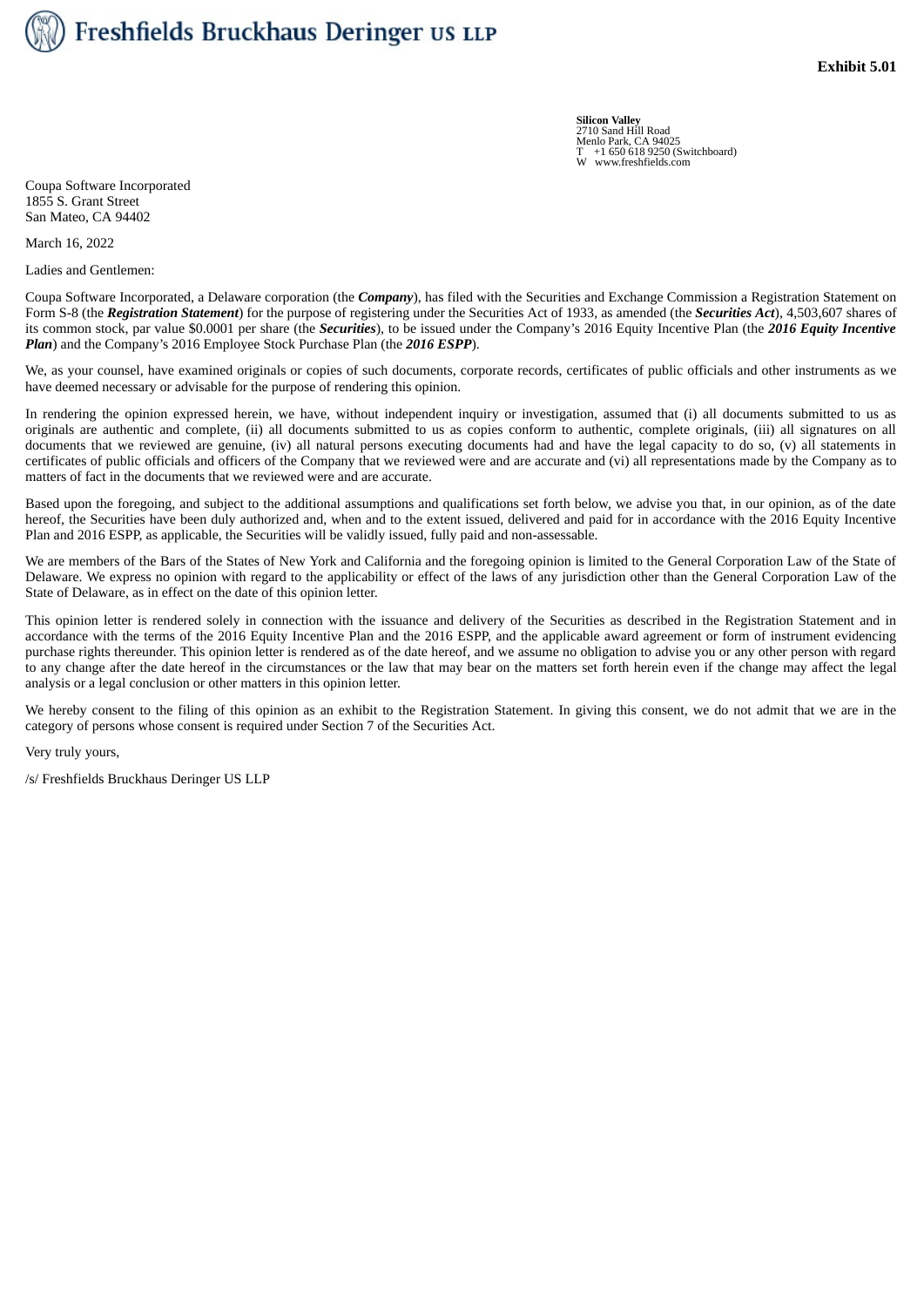Freshfields Bruckhaus Deringer US LLP

**Exhibit 5.01**

**Silicon Valley**
2710 Sand Hill Road
Menlo Park, CA 94025
T +1 650 618 9250 (Switchboard)
W www.freshfields.com

Coupa Software Incorporated
1855 S. Grant Street
San Mateo, CA 94402

March 16, 2022

Ladies and Gentlemen:

Coupa Software Incorporated, a Delaware corporation (the ***Company***), has filed with the Securities and Exchange Commission a Registration Statement on Form S-8 (the ***Registration Statement***) for the purpose of registering under the Securities Act of 1933, as amended (the ***Securities Act***), 4,503,607 shares of its common stock, par value $0.0001 per share (the ***Securities***), to be issued under the Company's 2016 Equity Incentive Plan (the ***2016 Equity Incentive Plan***) and the Company's 2016 Employee Stock Purchase Plan (the ***2016 ESPP***).

We, as your counsel, have examined originals or copies of such documents, corporate records, certificates of public officials and other instruments as we have deemed necessary or advisable for the purpose of rendering this opinion.

In rendering the opinion expressed herein, we have, without independent inquiry or investigation, assumed that (i) all documents submitted to us as originals are authentic and complete, (ii) all documents submitted to us as copies conform to authentic, complete originals, (iii) all signatures on all documents that we reviewed are genuine, (iv) all natural persons executing documents had and have the legal capacity to do so, (v) all statements in certificates of public officials and officers of the Company that we reviewed were and are accurate and (vi) all representations made by the Company as to matters of fact in the documents that we reviewed were and are accurate.

Based upon the foregoing, and subject to the additional assumptions and qualifications set forth below, we advise you that, in our opinion, as of the date hereof, the Securities have been duly authorized and, when and to the extent issued, delivered and paid for in accordance with the 2016 Equity Incentive Plan and 2016 ESPP, as applicable, the Securities will be validly issued, fully paid and non-assessable.

We are members of the Bars of the States of New York and California and the foregoing opinion is limited to the General Corporation Law of the State of Delaware. We express no opinion with regard to the applicability or effect of the laws of any jurisdiction other than the General Corporation Law of the State of Delaware, as in effect on the date of this opinion letter.

This opinion letter is rendered solely in connection with the issuance and delivery of the Securities as described in the Registration Statement and in accordance with the terms of the 2016 Equity Incentive Plan and the 2016 ESPP, and the applicable award agreement or form of instrument evidencing purchase rights thereunder. This opinion letter is rendered as of the date hereof, and we assume no obligation to advise you or any other person with regard to any change after the date hereof in the circumstances or the law that may bear on the matters set forth herein even if the change may affect the legal analysis or a legal conclusion or other matters in this opinion letter.

We hereby consent to the filing of this opinion as an exhibit to the Registration Statement. In giving this consent, we do not admit that we are in the category of persons whose consent is required under Section 7 of the Securities Act.

Very truly yours,

/s/ Freshfields Bruckhaus Deringer US LLP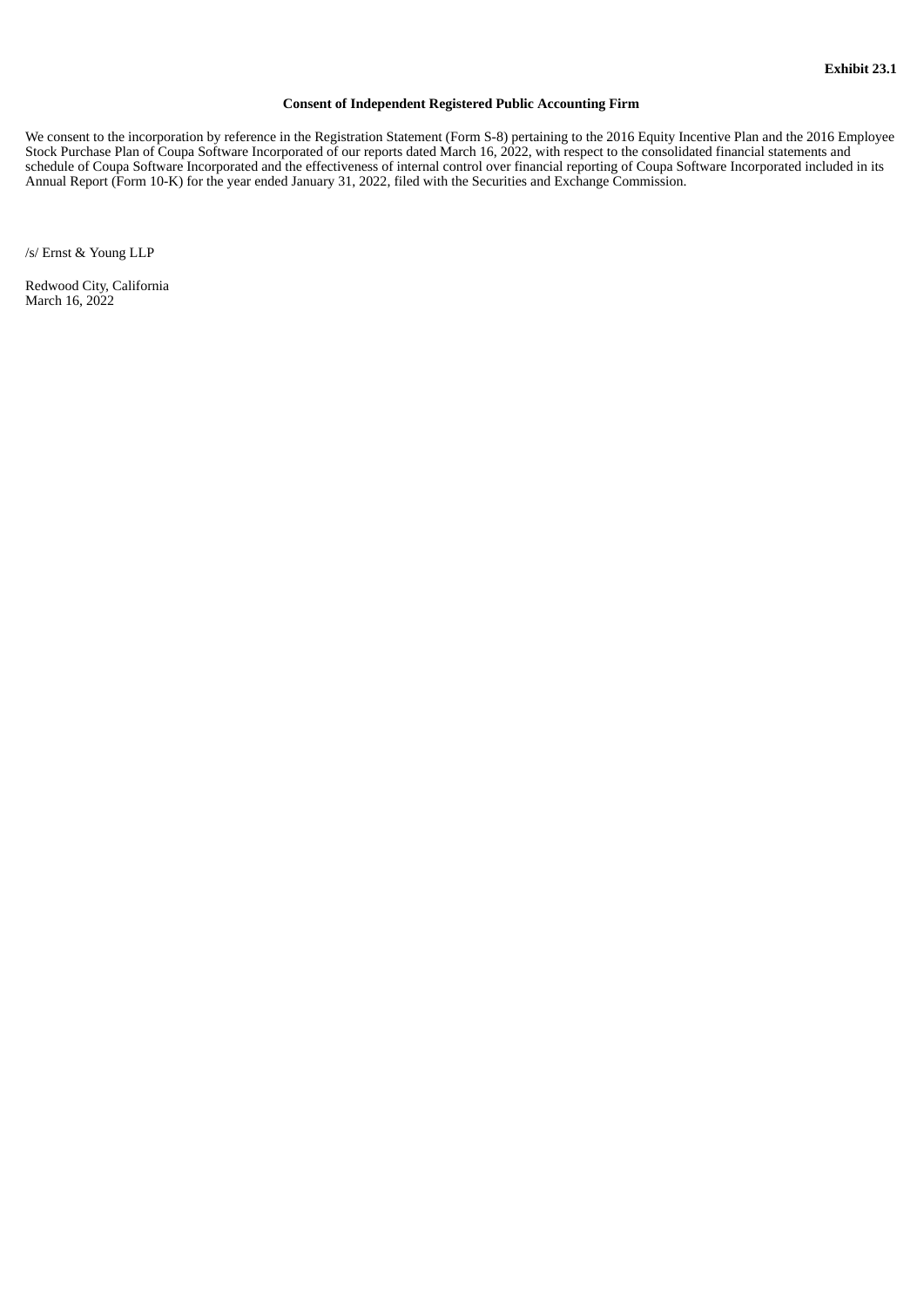**Exhibit 23.1**

**Consent of Independent Registered Public Accounting Firm**

We consent to the incorporation by reference in the Registration Statement (Form S-8) pertaining to the 2016 Equity Incentive Plan and the 2016 Employee Stock Purchase Plan of Coupa Software Incorporated of our reports dated March 16, 2022, with respect to the consolidated financial statements and schedule of Coupa Software Incorporated and the effectiveness of internal control over financial reporting of Coupa Software Incorporated included in its Annual Report (Form 10-K) for the year ended January 31, 2022, filed with the Securities and Exchange Commission.

/s/ Ernst & Young LLP

Redwood City, California
March 16, 2022